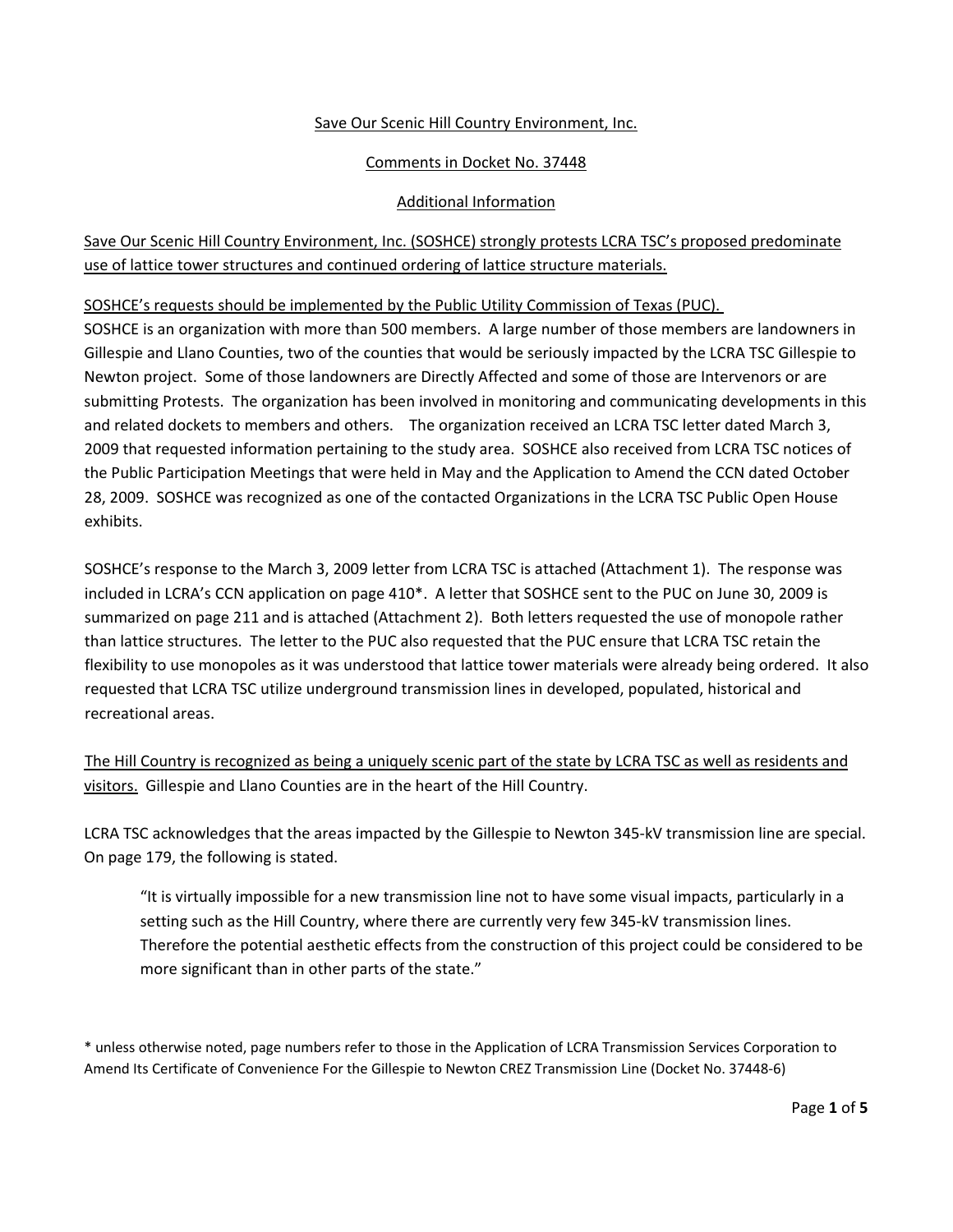Save Our Scenic Hill Country Environment, Inc.

Comments in Docket No. 37448

Additional Information

Save Our Scenic Hill Country Environment, Inc. (SOSHCE) strongly protests LCRA TSC's proposed predominate use of lattice tower structures and continued ordering of lattice structure materials.

SOSHCE's requests should be implemented by the Public Utility Commission of Texas (PUC).
SOSHCE is an organization with more than 500 members. A large number of those members are landowners in Gillespie and Llano Counties, two of the counties that would be seriously impacted by the LCRA TSC Gillespie to Newton project. Some of those landowners are Directly Affected and some of those are Intervenors or are submitting Protests. The organization has been involved in monitoring and communicating developments in this and related dockets to members and others. The organization received an LCRA TSC letter dated March 3, 2009 that requested information pertaining to the study area. SOSHCE also received from LCRA TSC notices of the Public Participation Meetings that were held in May and the Application to Amend the CCN dated October 28, 2009. SOSHCE was recognized as one of the contacted Organizations in the LCRA TSC Public Open House exhibits.

SOSHCE's response to the March 3, 2009 letter from LCRA TSC is attached (Attachment 1). The response was included in LCRA's CCN application on page 410*. A letter that SOSHCE sent to the PUC on June 30, 2009 is summarized on page 211 and is attached (Attachment 2). Both letters requested the use of monopole rather than lattice structures. The letter to the PUC also requested that the PUC ensure that LCRA TSC retain the flexibility to use monopoles as it was understood that lattice tower materials were already being ordered. It also requested that LCRA TSC utilize underground transmission lines in developed, populated, historical and recreational areas.

The Hill Country is recognized as being a uniquely scenic part of the state by LCRA TSC as well as residents and visitors. Gillespie and Llano Counties are in the heart of the Hill Country.

LCRA TSC acknowledges that the areas impacted by the Gillespie to Newton 345-kV transmission line are special. On page 179, the following is stated.

> "It is virtually impossible for a new transmission line not to have some visual impacts, particularly in a setting such as the Hill Country, where there are currently very few 345-kV transmission lines. Therefore the potential aesthetic effects from the construction of this project could be considered to be more significant than in other parts of the state."

* unless otherwise noted, page numbers refer to those in the Application of LCRA Transmission Services Corporation to Amend Its Certificate of Convenience For the Gillespie to Newton CREZ Transmission Line (Docket No. 37448-6)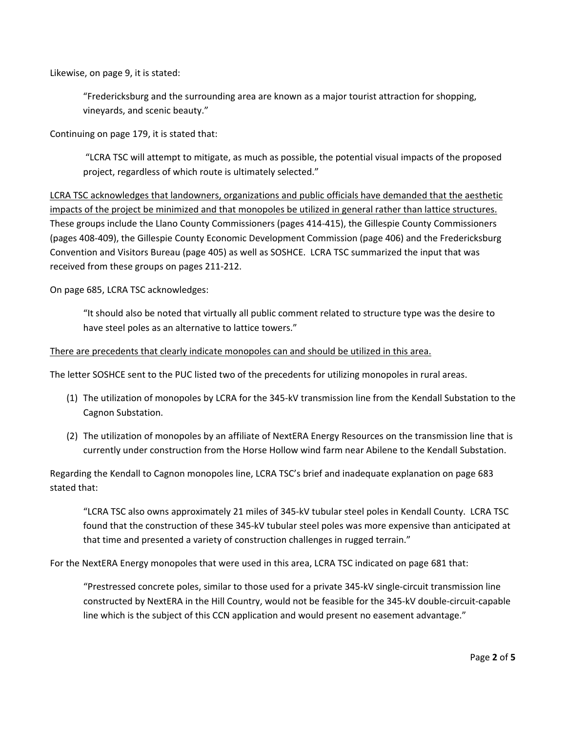Likewise, on page 9, it is stated:

> "Fredericksburg and the surrounding area are known as a major tourist attraction for shopping, vineyards, and scenic beauty."

Continuing on page 179, it is stated that:

> "LCRA TSC will attempt to mitigate, as much as possible, the potential visual impacts of the proposed project, regardless of which route is ultimately selected."

<u>LCRA TSC acknowledges that landowners, organizations and public officials have demanded that the aesthetic impacts of the project be minimized and that monopoles be utilized in general rather than lattice structures.</u> These groups include the Llano County Commissioners (pages 414-415), the Gillespie County Commissioners (pages 408-409), the Gillespie County Economic Development Commission (page 406) and the Fredericksburg Convention and Visitors Bureau (page 405) as well as SOSHCE. LCRA TSC summarized the input that was received from these groups on pages 211-212.

On page 685, LCRA TSC acknowledges:

> "It should also be noted that virtually all public comment related to structure type was the desire to have steel poles as an alternative to lattice towers."

<u>There are precedents that clearly indicate monopoles can and should be utilized in this area.</u>

The letter SOSHCE sent to the PUC listed two of the precedents for utilizing monopoles in rural areas.

(1) The utilization of monopoles by LCRA for the 345-kV transmission line from the Kendall Substation to the Cagnon Substation.

(2) The utilization of monopoles by an affiliate of NextERA Energy Resources on the transmission line that is currently under construction from the Horse Hollow wind farm near Abilene to the Kendall Substation.

Regarding the Kendall to Cagnon monopoles line, LCRA TSC's brief and inadequate explanation on page 683 stated that:

> "LCRA TSC also owns approximately 21 miles of 345-kV tubular steel poles in Kendall County. LCRA TSC found that the construction of these 345-kV tubular steel poles was more expensive than anticipated at that time and presented a variety of construction challenges in rugged terrain."

For the NextERA Energy monopoles that were used in this area, LCRA TSC indicated on page 681 that:

> "Prestressed concrete poles, similar to those used for a private 345-kV single-circuit transmission line constructed by NextERA in the Hill Country, would not be feasible for the 345-kV double-circuit-capable line which is the subject of this CCN application and would present no easement advantage."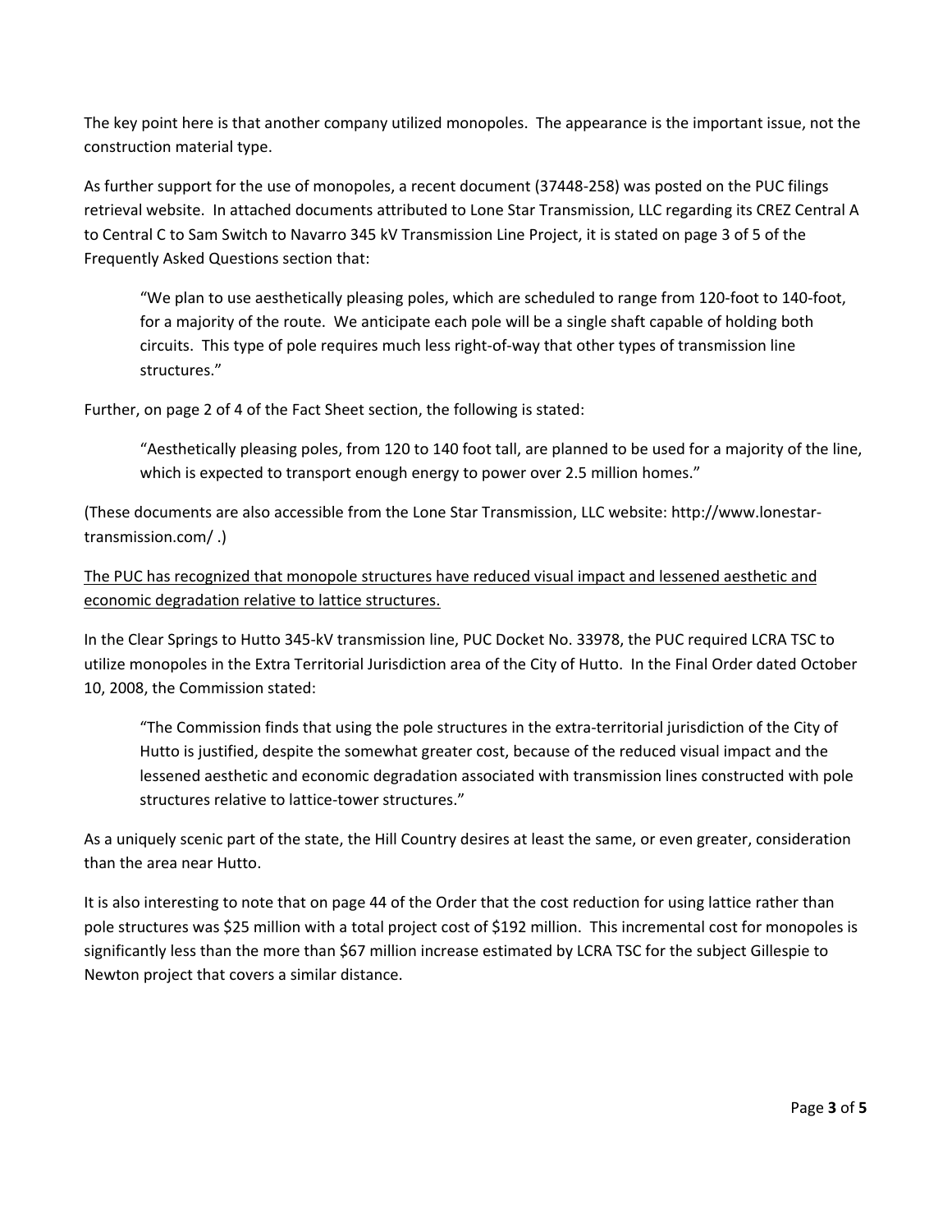The key point here is that another company utilized monopoles. The appearance is the important issue, not the construction material type.

As further support for the use of monopoles, a recent document (37448-258) was posted on the PUC filings retrieval website. In attached documents attributed to Lone Star Transmission, LLC regarding its CREZ Central A to Central C to Sam Switch to Navarro 345 kV Transmission Line Project, it is stated on page 3 of 5 of the Frequently Asked Questions section that:

> "We plan to use aesthetically pleasing poles, which are scheduled to range from 120-foot to 140-foot, for a majority of the route. We anticipate each pole will be a single shaft capable of holding both circuits. This type of pole requires much less right-of-way that other types of transmission line structures."

Further, on page 2 of 4 of the Fact Sheet section, the following is stated:

> "Aesthetically pleasing poles, from 120 to 140 foot tall, are planned to be used for a majority of the line, which is expected to transport enough energy to power over 2.5 million homes."

(These documents are also accessible from the Lone Star Transmission, LLC website: http://www.lonestar-transmission.com/ .)

<u>The PUC has recognized that monopole structures have reduced visual impact and lessened aesthetic and economic degradation relative to lattice structures.</u>

In the Clear Springs to Hutto 345-kV transmission line, PUC Docket No. 33978, the PUC required LCRA TSC to utilize monopoles in the Extra Territorial Jurisdiction area of the City of Hutto. In the Final Order dated October 10, 2008, the Commission stated:

> "The Commission finds that using the pole structures in the extra-territorial jurisdiction of the City of Hutto is justified, despite the somewhat greater cost, because of the reduced visual impact and the lessened aesthetic and economic degradation associated with transmission lines constructed with pole structures relative to lattice-tower structures."

As a uniquely scenic part of the state, the Hill Country desires at least the same, or even greater, consideration than the area near Hutto.

It is also interesting to note that on page 44 of the Order that the cost reduction for using lattice rather than pole structures was $25 million with a total project cost of $192 million. This incremental cost for monopoles is significantly less than the more than $67 million increase estimated by LCRA TSC for the subject Gillespie to Newton project that covers a similar distance.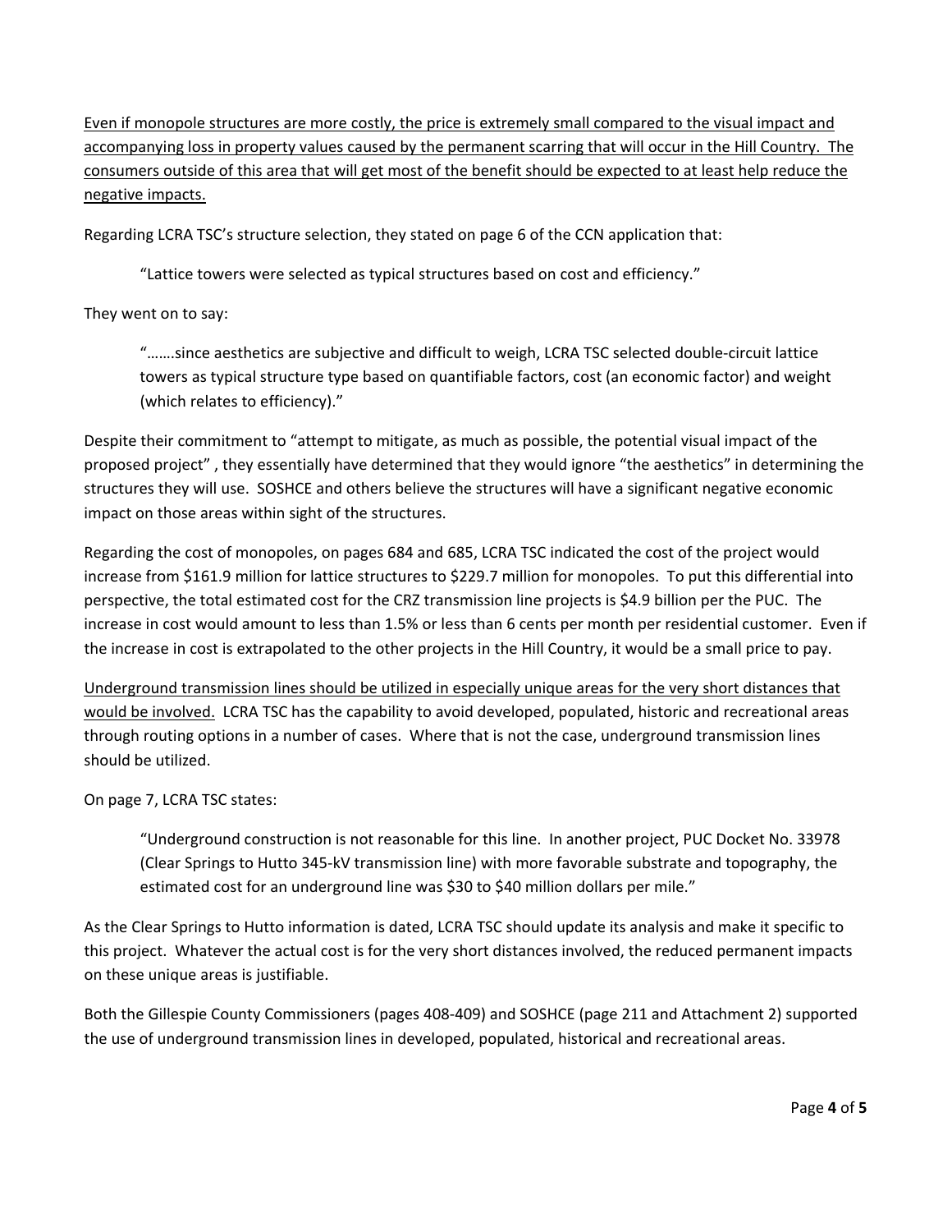<u>Even if monopole structures are more costly, the price is extremely small compared to the visual impact and accompanying loss in property values caused by the permanent scarring that will occur in the Hill Country. The consumers outside of this area that will get most of the benefit should be expected to at least help reduce the negative impacts.</u>

Regarding LCRA TSC's structure selection, they stated on page 6 of the CCN application that:

> "Lattice towers were selected as typical structures based on cost and efficiency."

They went on to say:

> "…….since aesthetics are subjective and difficult to weigh, LCRA TSC selected double-circuit lattice towers as typical structure type based on quantifiable factors, cost (an economic factor) and weight (which relates to efficiency)."

Despite their commitment to "attempt to mitigate, as much as possible, the potential visual impact of the proposed project" , they essentially have determined that they would ignore "the aesthetics" in determining the structures they will use. SOSHCE and others believe the structures will have a significant negative economic impact on those areas within sight of the structures.

Regarding the cost of monopoles, on pages 684 and 685, LCRA TSC indicated the cost of the project would increase from $161.9 million for lattice structures to $229.7 million for monopoles. To put this differential into perspective, the total estimated cost for the CRZ transmission line projects is $4.9 billion per the PUC. The increase in cost would amount to less than 1.5% or less than 6 cents per month per residential customer. Even if the increase in cost is extrapolated to the other projects in the Hill Country, it would be a small price to pay.

<u>Underground transmission lines should be utilized in especially unique areas for the very short distances that would be involved.</u> LCRA TSC has the capability to avoid developed, populated, historic and recreational areas through routing options in a number of cases. Where that is not the case, underground transmission lines should be utilized.

On page 7, LCRA TSC states:

> "Underground construction is not reasonable for this line. In another project, PUC Docket No. 33978 (Clear Springs to Hutto 345-kV transmission line) with more favorable substrate and topography, the estimated cost for an underground line was $30 to $40 million dollars per mile."

As the Clear Springs to Hutto information is dated, LCRA TSC should update its analysis and make it specific to this project. Whatever the actual cost is for the very short distances involved, the reduced permanent impacts on these unique areas is justifiable.

Both the Gillespie County Commissioners (pages 408-409) and SOSHCE (page 211 and Attachment 2) supported the use of underground transmission lines in developed, populated, historical and recreational areas.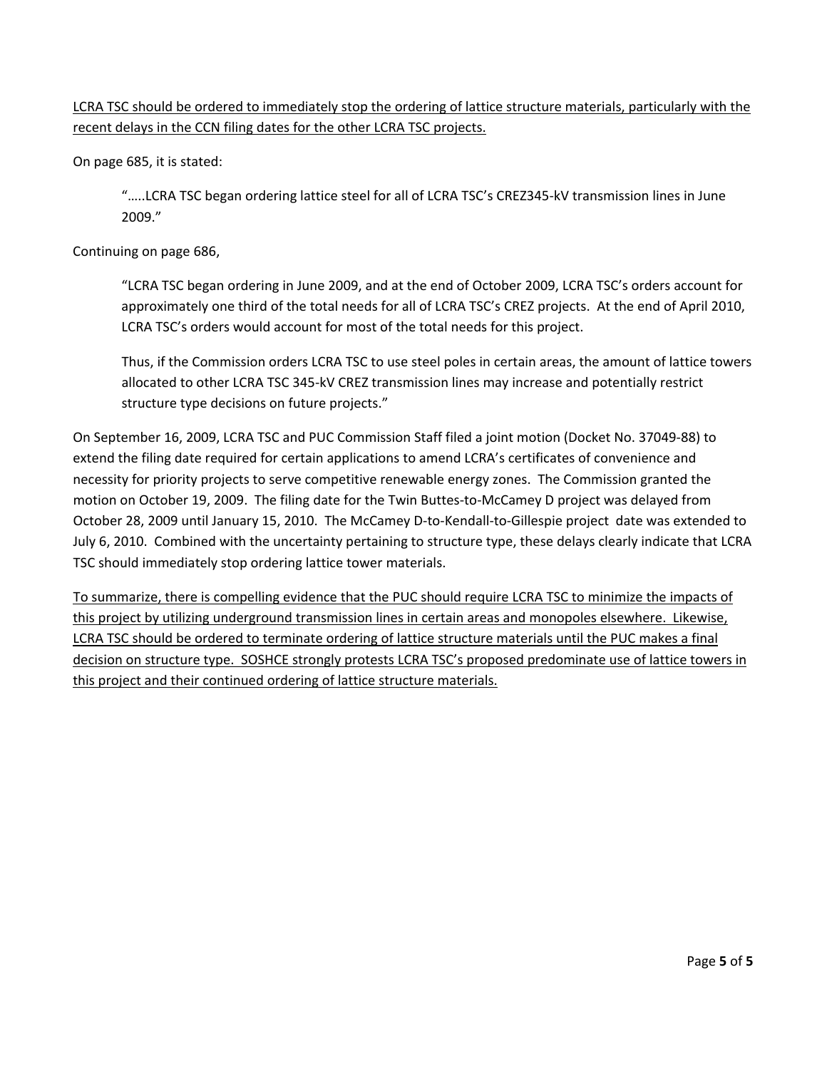<u>LCRA TSC should be ordered to immediately stop the ordering of lattice structure materials, particularly with the recent delays in the CCN filing dates for the other LCRA TSC projects.</u>

On page 685, it is stated:

> ".....LCRA TSC began ordering lattice steel for all of LCRA TSC's CREZ345-kV transmission lines in June 2009."

Continuing on page 686,

> "LCRA TSC began ordering in June 2009, and at the end of October 2009, LCRA TSC's orders account for approximately one third of the total needs for all of LCRA TSC's CREZ projects. At the end of April 2010, LCRA TSC's orders would account for most of the total needs for this project.
>
> Thus, if the Commission orders LCRA TSC to use steel poles in certain areas, the amount of lattice towers allocated to other LCRA TSC 345-kV CREZ transmission lines may increase and potentially restrict structure type decisions on future projects."

On September 16, 2009, LCRA TSC and PUC Commission Staff filed a joint motion (Docket No. 37049-88) to extend the filing date required for certain applications to amend LCRA's certificates of convenience and necessity for priority projects to serve competitive renewable energy zones. The Commission granted the motion on October 19, 2009. The filing date for the Twin Buttes-to-McCamey D project was delayed from October 28, 2009 until January 15, 2010. The McCamey D-to-Kendall-to-Gillespie project date was extended to July 6, 2010. Combined with the uncertainty pertaining to structure type, these delays clearly indicate that LCRA TSC should immediately stop ordering lattice tower materials.

<u>To summarize, there is compelling evidence that the PUC should require LCRA TSC to minimize the impacts of this project by utilizing underground transmission lines in certain areas and monopoles elsewhere. Likewise, LCRA TSC should be ordered to terminate ordering of lattice structure materials until the PUC makes a final decision on structure type. SOSHCE strongly protests LCRA TSC's proposed predominate use of lattice towers in this project and their continued ordering of lattice structure materials.</u>